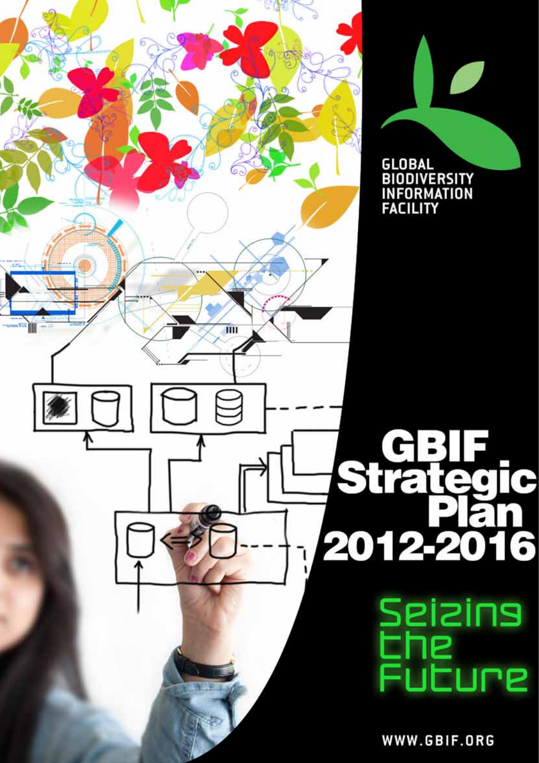GLOBAL BIODIVERSITY INFORMATION FACILITY

# GBIF Strategic Plan 2012-2016

## Seizing the Future

WWW.GBIF.ORG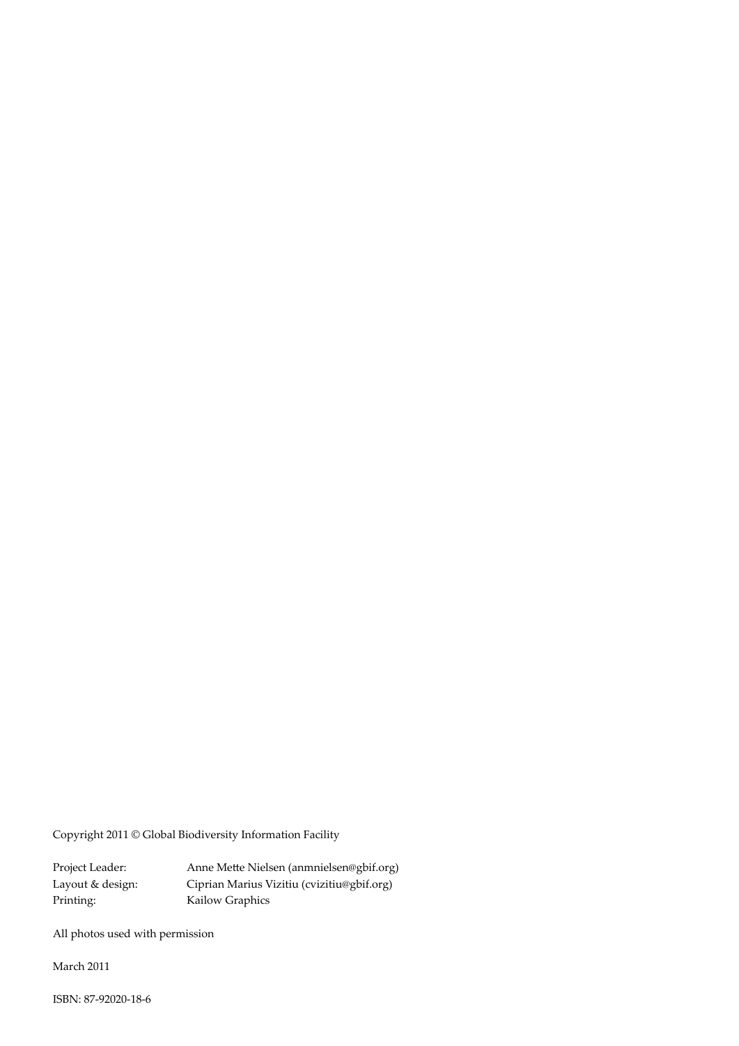Copyright 2011 © Global Biodiversity Information Facility

| | |
|---|---|
| Project Leader: | Anne Mette Nielsen (anmnielsen@gbif.org) |
| Layout & design: | Ciprian Marius Vizitiu (cvizitiu@gbif.org) |
| Printing: | Kailow Graphics |

All photos used with permission

March 2011

ISBN: 87-92020-18-6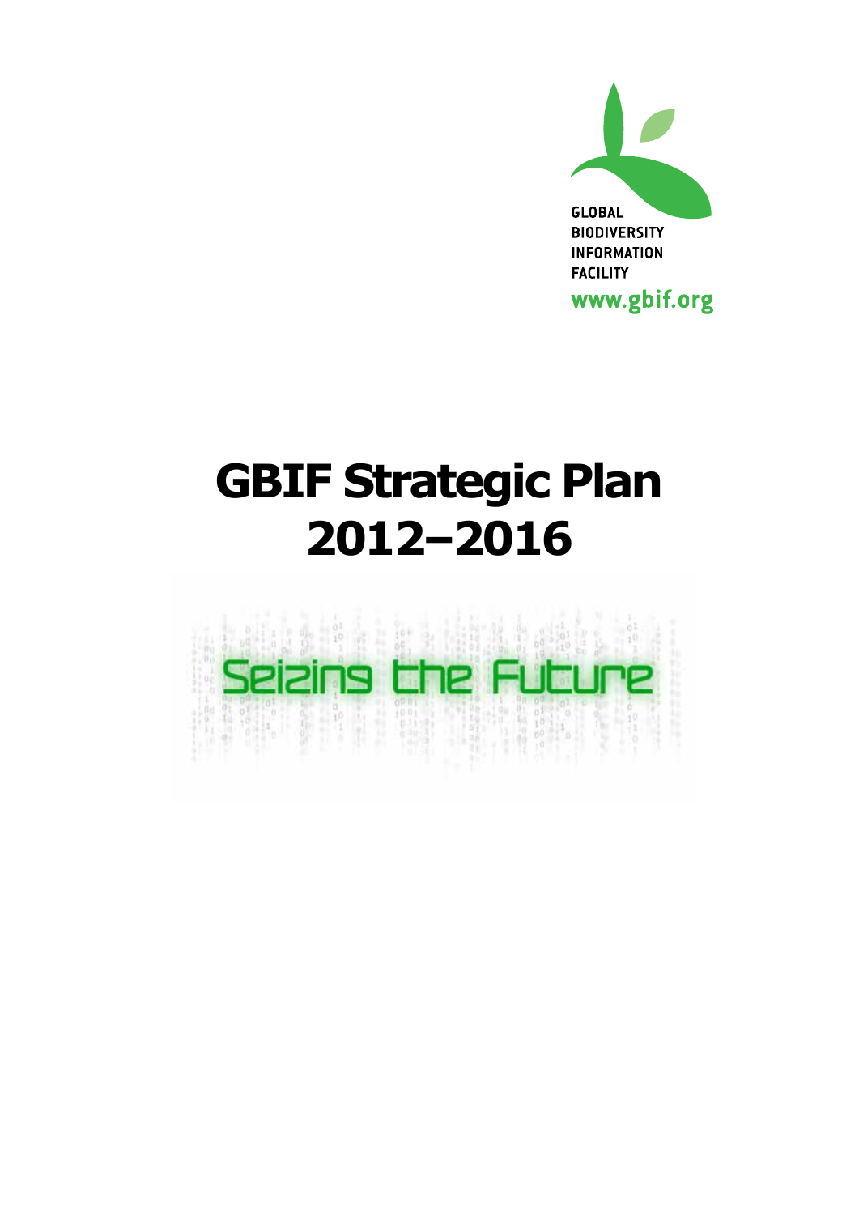GLOBAL
BIODIVERSITY
INFORMATION
FACILITY
www.gbif.org

# GBIF Strategic Plan 2012–2016

Seizing the Future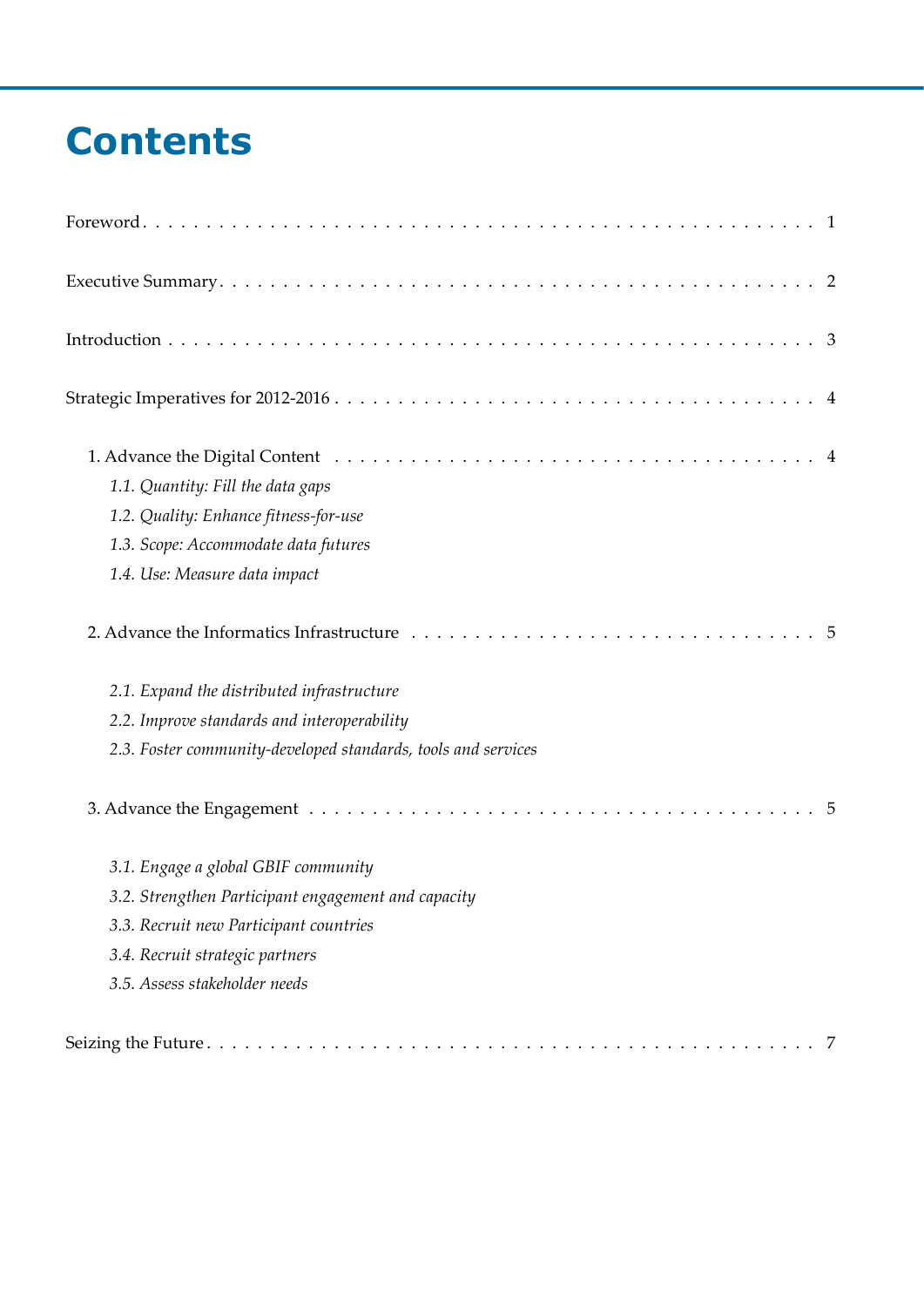# Contents

Foreword . . . . . . . . . . 1

Executive Summary . . . . . . . . . . 2

Introduction . . . . . . . . . . 3

Strategic Imperatives for 2012-2016 . . . . . . . . . . 4

- 1. Advance the Digital Content . . . . . . . . . . 4
  - *1.1. Quantity: Fill the data gaps*
  - *1.2. Quality: Enhance fitness-for-use*
  - *1.3. Scope: Accommodate data futures*
  - *1.4. Use: Measure data impact*
- 2. Advance the Informatics Infrastructure . . . . . . . . . . 5
  - *2.1. Expand the distributed infrastructure*
  - *2.2. Improve standards and interoperability*
  - *2.3. Foster community-developed standards, tools and services*
- 3. Advance the Engagement . . . . . . . . . . 5
  - *3.1. Engage a global GBIF community*
  - *3.2. Strengthen Participant engagement and capacity*
  - *3.3. Recruit new Participant countries*
  - *3.4. Recruit strategic partners*
  - *3.5. Assess stakeholder needs*

Seizing the Future . . . . . . . . . . 7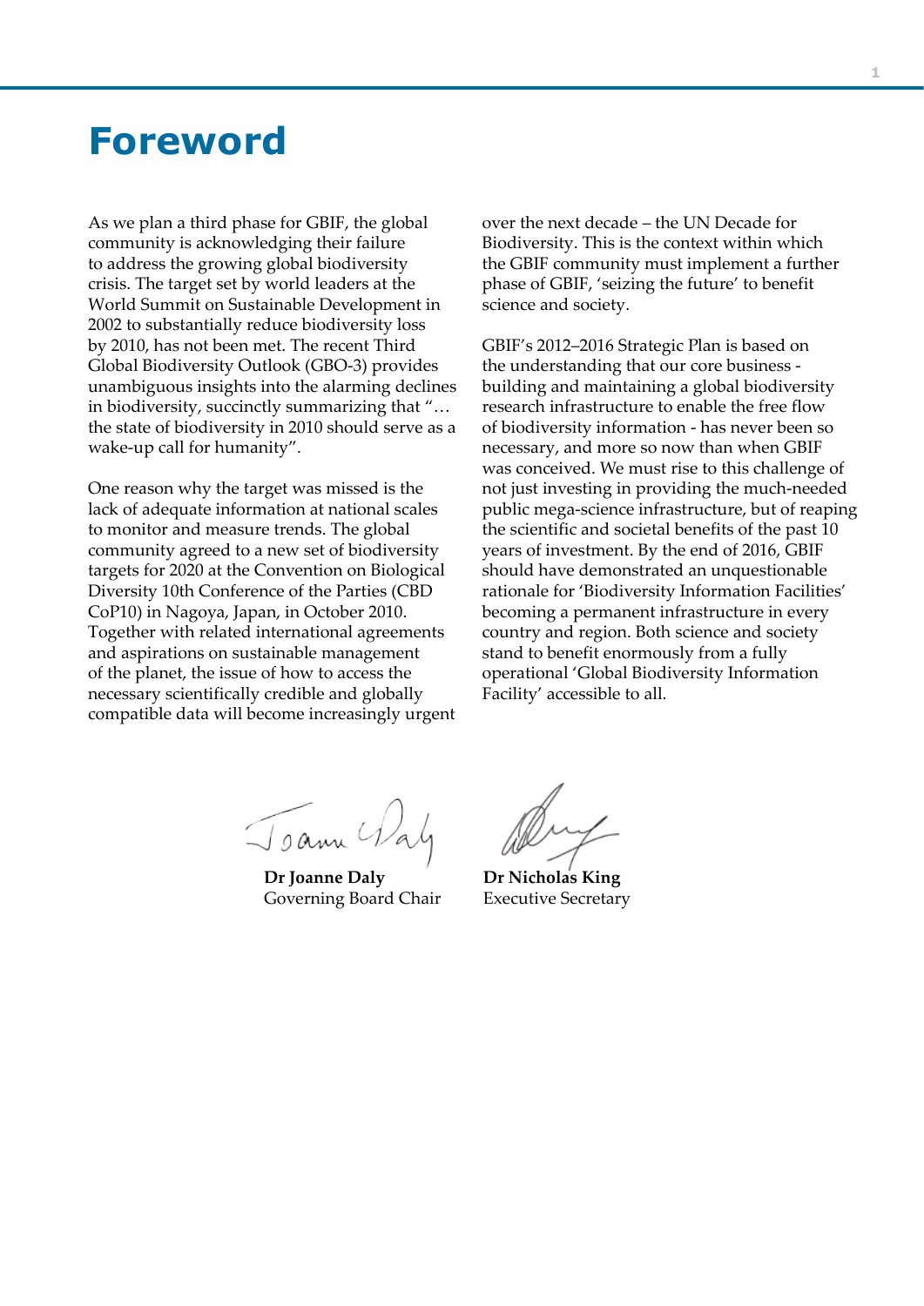# Foreword

As we plan a third phase for GBIF, the global community is acknowledging their failure to address the growing global biodiversity crisis. The target set by world leaders at the World Summit on Sustainable Development in 2002 to substantially reduce biodiversity loss by 2010, has not been met. The recent Third Global Biodiversity Outlook (GBO-3) provides unambiguous insights into the alarming declines in biodiversity, succinctly summarizing that "… the state of biodiversity in 2010 should serve as a wake-up call for humanity".

One reason why the target was missed is the lack of adequate information at national scales to monitor and measure trends. The global community agreed to a new set of biodiversity targets for 2020 at the Convention on Biological Diversity 10th Conference of the Parties (CBD CoP10) in Nagoya, Japan, in October 2010. Together with related international agreements and aspirations on sustainable management of the planet, the issue of how to access the necessary scientifically credible and globally compatible data will become increasingly urgent over the next decade – the UN Decade for Biodiversity. This is the context within which the GBIF community must implement a further phase of GBIF, 'seizing the future' to benefit science and society.

GBIF's 2012–2016 Strategic Plan is based on the understanding that our core business - building and maintaining a global biodiversity research infrastructure to enable the free flow of biodiversity information - has never been so necessary, and more so now than when GBIF was conceived. We must rise to this challenge of not just investing in providing the much-needed public mega-science infrastructure, but of reaping the scientific and societal benefits of the past 10 years of investment. By the end of 2016, GBIF should have demonstrated an unquestionable rationale for 'Biodiversity Information Facilities' becoming a permanent infrastructure in every country and region. Both science and society stand to benefit enormously from a fully operational 'Global Biodiversity Information Facility' accessible to all.

**Dr Joanne Daly**
Governing Board Chair

**Dr Nicholas King**
Executive Secretary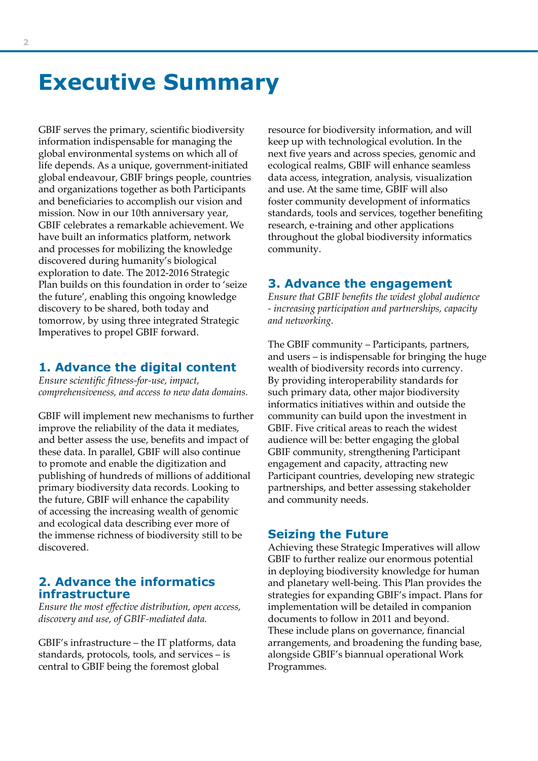# Executive Summary

GBIF serves the primary, scientific biodiversity information indispensable for managing the global environmental systems on which all of life depends. As a unique, government-initiated global endeavour, GBIF brings people, countries and organizations together as both Participants and beneficiaries to accomplish our vision and mission. Now in our 10th anniversary year, GBIF celebrates a remarkable achievement. We have built an informatics platform, network and processes for mobilizing the knowledge discovered during humanity's biological exploration to date. The 2012-2016 Strategic Plan builds on this foundation in order to 'seize the future', enabling this ongoing knowledge discovery to be shared, both today and tomorrow, by using three integrated Strategic Imperatives to propel GBIF forward.

## 1. Advance the digital content

*Ensure scientific fitness-for-use, impact, comprehensiveness, and access to new data domains.*

GBIF will implement new mechanisms to further improve the reliability of the data it mediates, and better assess the use, benefits and impact of these data. In parallel, GBIF will also continue to promote and enable the digitization and publishing of hundreds of millions of additional primary biodiversity data records. Looking to the future, GBIF will enhance the capability of accessing the increasing wealth of genomic and ecological data describing ever more of the immense richness of biodiversity still to be discovered.

## 2. Advance the informatics infrastructure

*Ensure the most effective distribution, open access, discovery and use, of GBIF-mediated data.*

GBIF's infrastructure – the IT platforms, data standards, protocols, tools, and services – is central to GBIF being the foremost global resource for biodiversity information, and will keep up with technological evolution. In the next five years and across species, genomic and ecological realms, GBIF will enhance seamless data access, integration, analysis, visualization and use. At the same time, GBIF will also foster community development of informatics standards, tools and services, together benefiting research, e-training and other applications throughout the global biodiversity informatics community.

## 3. Advance the engagement

*Ensure that GBIF benefits the widest global audience - increasing participation and partnerships, capacity and networking.*

The GBIF community – Participants, partners, and users – is indispensable for bringing the huge wealth of biodiversity records into currency. By providing interoperability standards for such primary data, other major biodiversity informatics initiatives within and outside the community can build upon the investment in GBIF. Five critical areas to reach the widest audience will be: better engaging the global GBIF community, strengthening Participant engagement and capacity, attracting new Participant countries, developing new strategic partnerships, and better assessing stakeholder and community needs.

## Seizing the Future

Achieving these Strategic Imperatives will allow GBIF to further realize our enormous potential in deploying biodiversity knowledge for human and planetary well-being. This Plan provides the strategies for expanding GBIF's impact. Plans for implementation will be detailed in companion documents to follow in 2011 and beyond. These include plans on governance, financial arrangements, and broadening the funding base, alongside GBIF's biannual operational Work Programmes.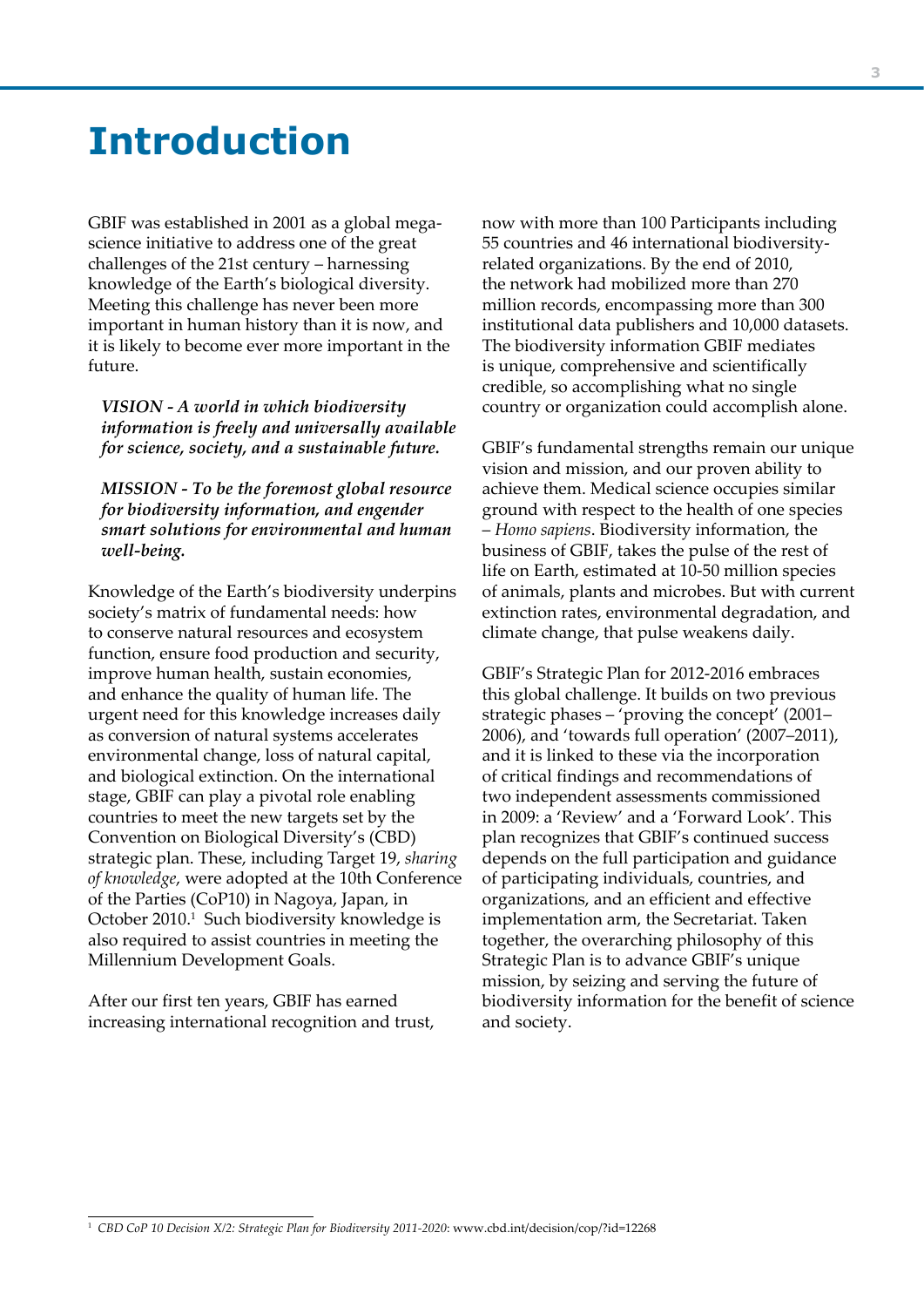# Introduction

GBIF was established in 2001 as a global mega-science initiative to address one of the great challenges of the 21st century – harnessing knowledge of the Earth's biological diversity. Meeting this challenge has never been more important in human history than it is now, and it is likely to become ever more important in the future.

> ***VISION - A world in which biodiversity information is freely and universally available for science, society, and a sustainable future.***
>
> ***MISSION - To be the foremost global resource for biodiversity information, and engender smart solutions for environmental and human well-being.***

Knowledge of the Earth's biodiversity underpins society's matrix of fundamental needs: how to conserve natural resources and ecosystem function, ensure food production and security, improve human health, sustain economies, and enhance the quality of human life. The urgent need for this knowledge increases daily as conversion of natural systems accelerates environmental change, loss of natural capital, and biological extinction. On the international stage, GBIF can play a pivotal role enabling countries to meet the new targets set by the Convention on Biological Diversity's (CBD) strategic plan. These, including Target 19, *sharing of knowledge*, were adopted at the 10th Conference of the Parties (CoP10) in Nagoya, Japan, in October 2010.[1] Such biodiversity knowledge is also required to assist countries in meeting the Millennium Development Goals.

After our first ten years, GBIF has earned increasing international recognition and trust, now with more than 100 Participants including 55 countries and 46 international biodiversity-related organizations. By the end of 2010, the network had mobilized more than 270 million records, encompassing more than 300 institutional data publishers and 10,000 datasets. The biodiversity information GBIF mediates is unique, comprehensive and scientifically credible, so accomplishing what no single country or organization could accomplish alone.

GBIF's fundamental strengths remain our unique vision and mission, and our proven ability to achieve them. Medical science occupies similar ground with respect to the health of one species – *Homo sapiens*. Biodiversity information, the business of GBIF, takes the pulse of the rest of life on Earth, estimated at 10-50 million species of animals, plants and microbes. But with current extinction rates, environmental degradation, and climate change, that pulse weakens daily.

GBIF's Strategic Plan for 2012-2016 embraces this global challenge. It builds on two previous strategic phases – 'proving the concept' (2001–2006), and 'towards full operation' (2007–2011), and it is linked to these via the incorporation of critical findings and recommendations of two independent assessments commissioned in 2009: a 'Review' and a 'Forward Look'. This plan recognizes that GBIF's continued success depends on the full participation and guidance of participating individuals, countries, and organizations, and an efficient and effective implementation arm, the Secretariat. Taken together, the overarching philosophy of this Strategic Plan is to advance GBIF's unique mission, by seizing and serving the future of biodiversity information for the benefit of science and society.

---

[1] *CBD CoP 10 Decision X/2: Strategic Plan for Biodiversity 2011-2020*: www.cbd.int/decision/cop/?id=12268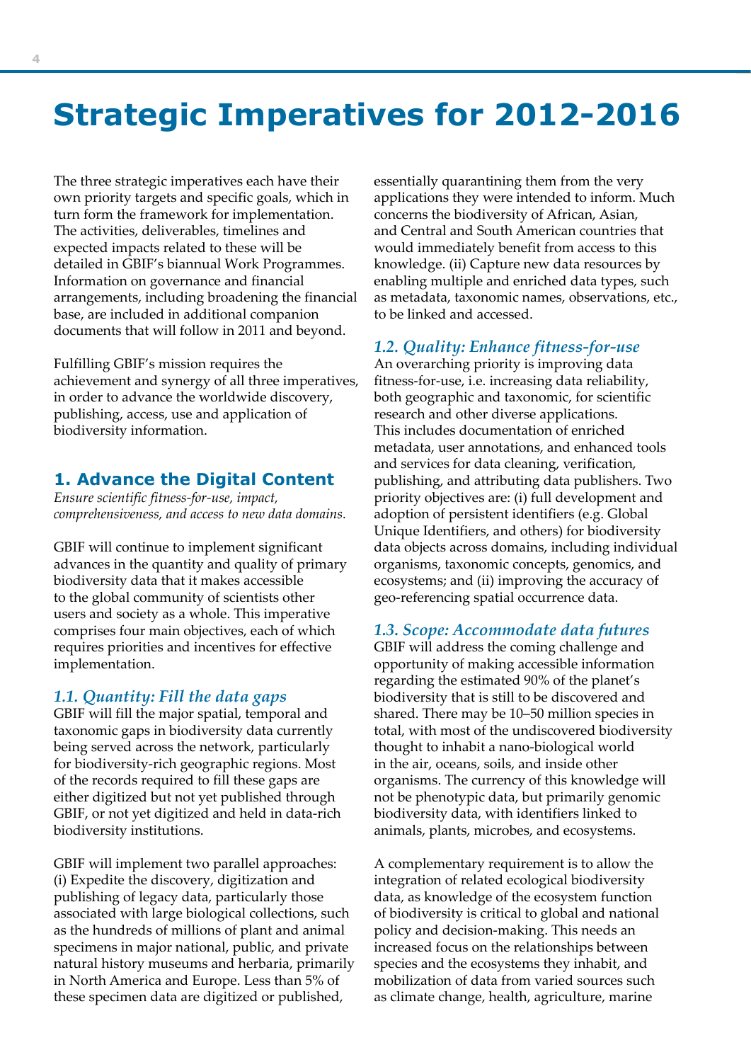# Strategic Imperatives for 2012-2016

The three strategic imperatives each have their own priority targets and specific goals, which in turn form the framework for implementation. The activities, deliverables, timelines and expected impacts related to these will be detailed in GBIF's biannual Work Programmes. Information on governance and financial arrangements, including broadening the financial base, are included in additional companion documents that will follow in 2011 and beyond.

Fulfilling GBIF's mission requires the achievement and synergy of all three imperatives, in order to advance the worldwide discovery, publishing, access, use and application of biodiversity information.

## 1. Advance the Digital Content

*Ensure scientific fitness-for-use, impact, comprehensiveness, and access to new data domains.*

GBIF will continue to implement significant advances in the quantity and quality of primary biodiversity data that it makes accessible to the global community of scientists other users and society as a whole. This imperative comprises four main objectives, each of which requires priorities and incentives for effective implementation.

### *1.1. Quantity: Fill the data gaps*

GBIF will fill the major spatial, temporal and taxonomic gaps in biodiversity data currently being served across the network, particularly for biodiversity-rich geographic regions. Most of the records required to fill these gaps are either digitized but not yet published through GBIF, or not yet digitized and held in data-rich biodiversity institutions.

GBIF will implement two parallel approaches: (i) Expedite the discovery, digitization and publishing of legacy data, particularly those associated with large biological collections, such as the hundreds of millions of plant and animal specimens in major national, public, and private natural history museums and herbaria, primarily in North America and Europe. Less than 5% of these specimen data are digitized or published, essentially quarantining them from the very applications they were intended to inform. Much concerns the biodiversity of African, Asian, and Central and South American countries that would immediately benefit from access to this knowledge. (ii) Capture new data resources by enabling multiple and enriched data types, such as metadata, taxonomic names, observations, etc., to be linked and accessed.

### *1.2. Quality: Enhance fitness-for-use*

An overarching priority is improving data fitness-for-use, i.e. increasing data reliability, both geographic and taxonomic, for scientific research and other diverse applications. This includes documentation of enriched metadata, user annotations, and enhanced tools and services for data cleaning, verification, publishing, and attributing data publishers. Two priority objectives are: (i) full development and adoption of persistent identifiers (e.g. Global Unique Identifiers, and others) for biodiversity data objects across domains, including individual organisms, taxonomic concepts, genomics, and ecosystems; and (ii) improving the accuracy of geo-referencing spatial occurrence data.

### *1.3. Scope: Accommodate data futures*

GBIF will address the coming challenge and opportunity of making accessible information regarding the estimated 90% of the planet's biodiversity that is still to be discovered and shared. There may be 10–50 million species in total, with most of the undiscovered biodiversity thought to inhabit a nano-biological world in the air, oceans, soils, and inside other organisms. The currency of this knowledge will not be phenotypic data, but primarily genomic biodiversity data, with identifiers linked to animals, plants, microbes, and ecosystems.

A complementary requirement is to allow the integration of related ecological biodiversity data, as knowledge of the ecosystem function of biodiversity is critical to global and national policy and decision-making. This needs an increased focus on the relationships between species and the ecosystems they inhabit, and mobilization of data from varied sources such as climate change, health, agriculture, marine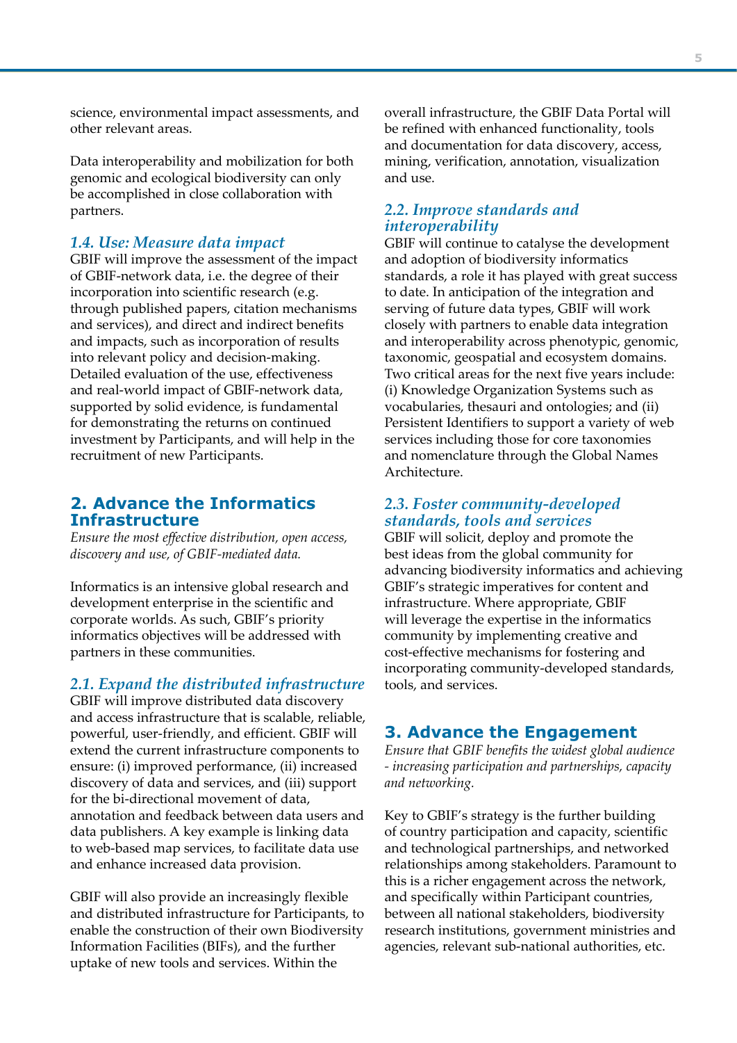science, environmental impact assessments, and other relevant areas.

Data interoperability and mobilization for both genomic and ecological biodiversity can only be accomplished in close collaboration with partners.

### *1.4. Use: Measure data impact*

GBIF will improve the assessment of the impact of GBIF-network data, i.e. the degree of their incorporation into scientific research (e.g. through published papers, citation mechanisms and services), and direct and indirect benefits and impacts, such as incorporation of results into relevant policy and decision-making. Detailed evaluation of the use, effectiveness and real-world impact of GBIF-network data, supported by solid evidence, is fundamental for demonstrating the returns on continued investment by Participants, and will help in the recruitment of new Participants.

## 2. Advance the Informatics Infrastructure

*Ensure the most effective distribution, open access, discovery and use, of GBIF-mediated data.*

Informatics is an intensive global research and development enterprise in the scientific and corporate worlds. As such, GBIF's priority informatics objectives will be addressed with partners in these communities.

### *2.1. Expand the distributed infrastructure*

GBIF will improve distributed data discovery and access infrastructure that is scalable, reliable, powerful, user-friendly, and efficient. GBIF will extend the current infrastructure components to ensure: (i) improved performance, (ii) increased discovery of data and services, and (iii) support for the bi-directional movement of data, annotation and feedback between data users and data publishers. A key example is linking data to web-based map services, to facilitate data use and enhance increased data provision.

GBIF will also provide an increasingly flexible and distributed infrastructure for Participants, to enable the construction of their own Biodiversity Information Facilities (BIFs), and the further uptake of new tools and services. Within the overall infrastructure, the GBIF Data Portal will be refined with enhanced functionality, tools and documentation for data discovery, access, mining, verification, annotation, visualization and use.

### *2.2. Improve standards and interoperability*

GBIF will continue to catalyse the development and adoption of biodiversity informatics standards, a role it has played with great success to date. In anticipation of the integration and serving of future data types, GBIF will work closely with partners to enable data integration and interoperability across phenotypic, genomic, taxonomic, geospatial and ecosystem domains. Two critical areas for the next five years include: (i) Knowledge Organization Systems such as vocabularies, thesauri and ontologies; and (ii) Persistent Identifiers to support a variety of web services including those for core taxonomies and nomenclature through the Global Names Architecture.

### *2.3. Foster community-developed standards, tools and services*

GBIF will solicit, deploy and promote the best ideas from the global community for advancing biodiversity informatics and achieving GBIF's strategic imperatives for content and infrastructure. Where appropriate, GBIF will leverage the expertise in the informatics community by implementing creative and cost-effective mechanisms for fostering and incorporating community-developed standards, tools, and services.

## 3. Advance the Engagement

*Ensure that GBIF benefits the widest global audience - increasing participation and partnerships, capacity and networking.*

Key to GBIF's strategy is the further building of country participation and capacity, scientific and technological partnerships, and networked relationships among stakeholders. Paramount to this is a richer engagement across the network, and specifically within Participant countries, between all national stakeholders, biodiversity research institutions, government ministries and agencies, relevant sub-national authorities, etc.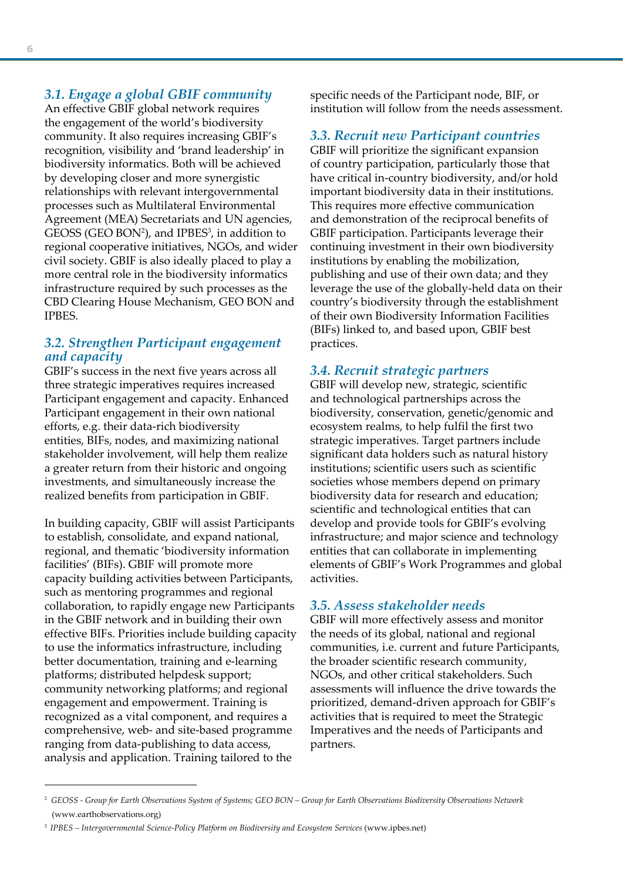### *3.1. Engage a global GBIF community*

An effective GBIF global network requires the engagement of the world's biodiversity community. It also requires increasing GBIF's recognition, visibility and 'brand leadership' in biodiversity informatics. Both will be achieved by developing closer and more synergistic relationships with relevant intergovernmental processes such as Multilateral Environmental Agreement (MEA) Secretariats and UN agencies, GEOSS (GEO BON[2]), and IPBES[3], in addition to regional cooperative initiatives, NGOs, and wider civil society. GBIF is also ideally placed to play a more central role in the biodiversity informatics infrastructure required by such processes as the CBD Clearing House Mechanism, GEO BON and IPBES.

### *3.2. Strengthen Participant engagement and capacity*

GBIF's success in the next five years across all three strategic imperatives requires increased Participant engagement and capacity. Enhanced Participant engagement in their own national efforts, e.g. their data-rich biodiversity entities, BIFs, nodes, and maximizing national stakeholder involvement, will help them realize a greater return from their historic and ongoing investments, and simultaneously increase the realized benefits from participation in GBIF.

In building capacity, GBIF will assist Participants to establish, consolidate, and expand national, regional, and thematic 'biodiversity information facilities' (BIFs). GBIF will promote more capacity building activities between Participants, such as mentoring programmes and regional collaboration, to rapidly engage new Participants in the GBIF network and in building their own effective BIFs. Priorities include building capacity to use the informatics infrastructure, including better documentation, training and e-learning platforms; distributed helpdesk support; community networking platforms; and regional engagement and empowerment. Training is recognized as a vital component, and requires a comprehensive, web- and site-based programme ranging from data-publishing to data access, analysis and application. Training tailored to the specific needs of the Participant node, BIF, or institution will follow from the needs assessment.

### *3.3. Recruit new Participant countries*

GBIF will prioritize the significant expansion of country participation, particularly those that have critical in-country biodiversity, and/or hold important biodiversity data in their institutions. This requires more effective communication and demonstration of the reciprocal benefits of GBIF participation. Participants leverage their continuing investment in their own biodiversity institutions by enabling the mobilization, publishing and use of their own data; and they leverage the use of the globally-held data on their country's biodiversity through the establishment of their own Biodiversity Information Facilities (BIFs) linked to, and based upon, GBIF best practices.

### *3.4. Recruit strategic partners*

GBIF will develop new, strategic, scientific and technological partnerships across the biodiversity, conservation, genetic/genomic and ecosystem realms, to help fulfil the first two strategic imperatives. Target partners include significant data holders such as natural history institutions; scientific users such as scientific societies whose members depend on primary biodiversity data for research and education; scientific and technological entities that can develop and provide tools for GBIF's evolving infrastructure; and major science and technology entities that can collaborate in implementing elements of GBIF's Work Programmes and global activities.

### *3.5. Assess stakeholder needs*

GBIF will more effectively assess and monitor the needs of its global, national and regional communities, i.e. current and future Participants, the broader scientific research community, NGOs, and other critical stakeholders. Such assessments will influence the drive towards the prioritized, demand-driven approach for GBIF's activities that is required to meet the Strategic Imperatives and the needs of Participants and partners.

---

[2] *GEOSS - Group for Earth Observations System of Systems; GEO BON – Group for Earth Observations Biodiversity Observations Network* (www.earthobservations.org)

[3] *IPBES – Intergovernmental Science-Policy Platform on Biodiversity and Ecosystem Services* (www.ipbes.net)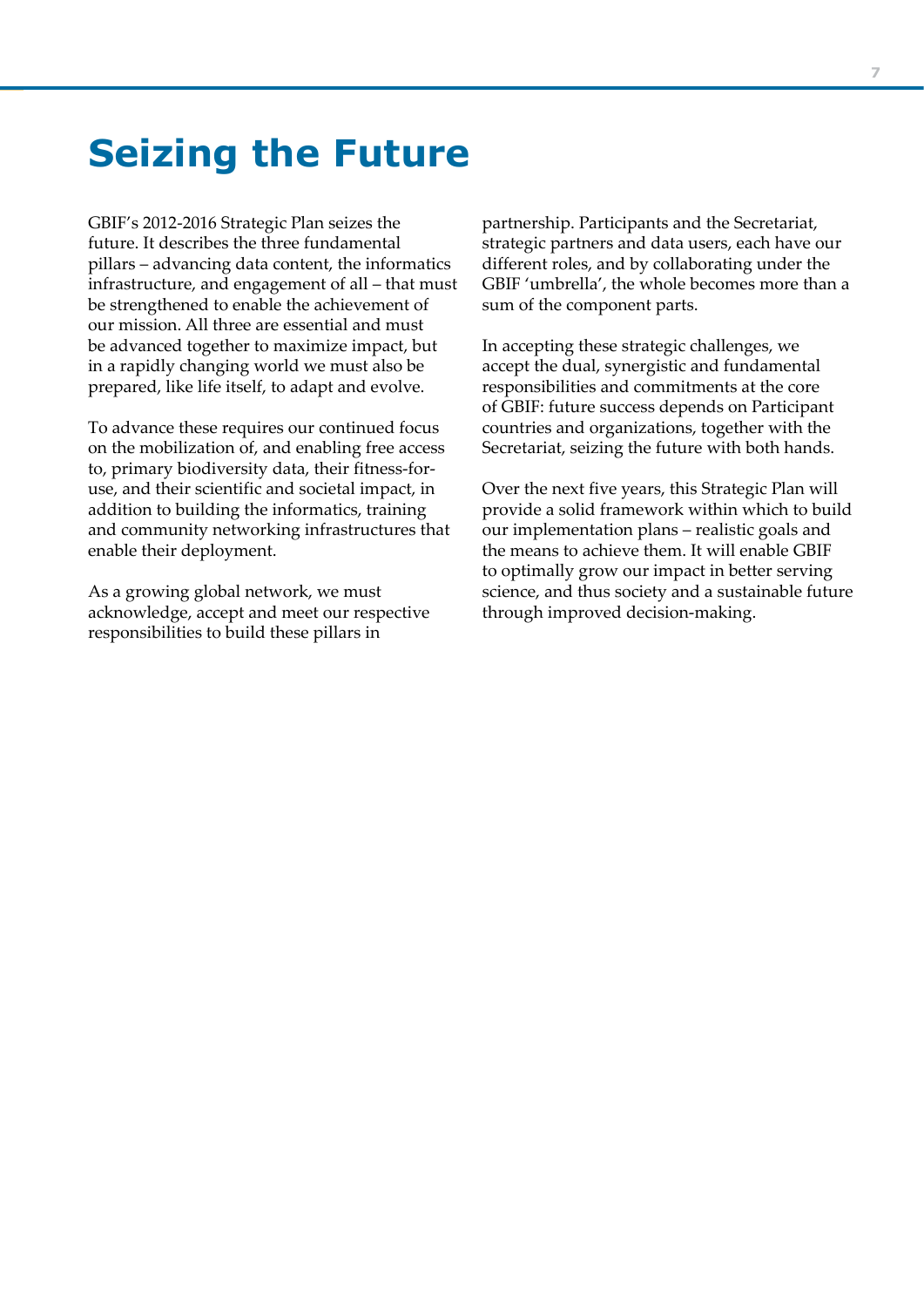# Seizing the Future

GBIF's 2012-2016 Strategic Plan seizes the future. It describes the three fundamental pillars – advancing data content, the informatics infrastructure, and engagement of all – that must be strengthened to enable the achievement of our mission. All three are essential and must be advanced together to maximize impact, but in a rapidly changing world we must also be prepared, like life itself, to adapt and evolve.

To advance these requires our continued focus on the mobilization of, and enabling free access to, primary biodiversity data, their fitness-for-use, and their scientific and societal impact, in addition to building the informatics, training and community networking infrastructures that enable their deployment.

As a growing global network, we must acknowledge, accept and meet our respective responsibilities to build these pillars in partnership. Participants and the Secretariat, strategic partners and data users, each have our different roles, and by collaborating under the GBIF 'umbrella', the whole becomes more than a sum of the component parts.

In accepting these strategic challenges, we accept the dual, synergistic and fundamental responsibilities and commitments at the core of GBIF: future success depends on Participant countries and organizations, together with the Secretariat, seizing the future with both hands.

Over the next five years, this Strategic Plan will provide a solid framework within which to build our implementation plans – realistic goals and the means to achieve them. It will enable GBIF to optimally grow our impact in better serving science, and thus society and a sustainable future through improved decision-making.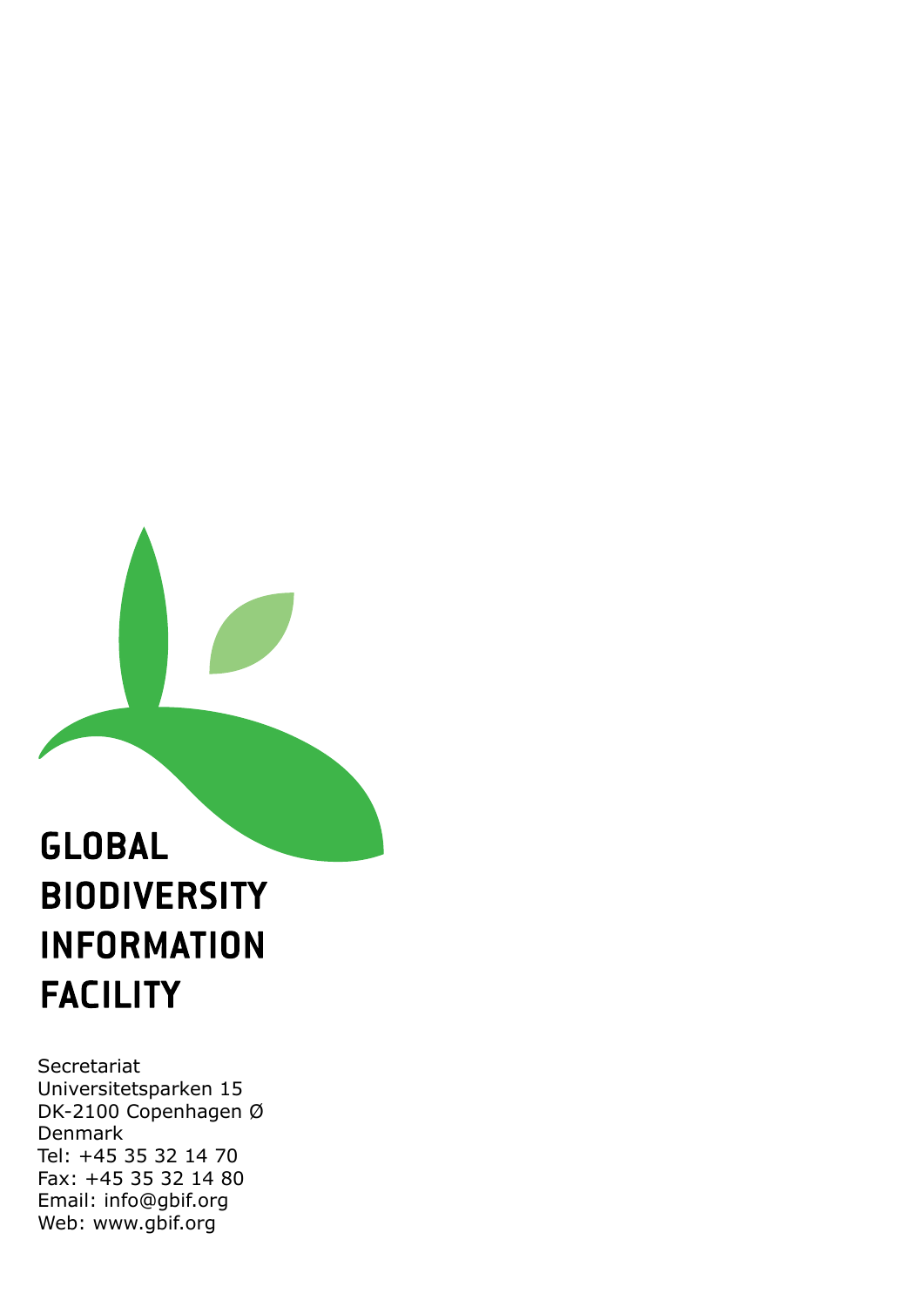**GLOBAL BIODIVERSITY INFORMATION FACILITY**

Secretariat
Universitetsparken 15
DK-2100 Copenhagen Ø
Denmark
Tel: +45 35 32 14 70
Fax: +45 35 32 14 80
Email: info@gbif.org
Web: www.gbif.org